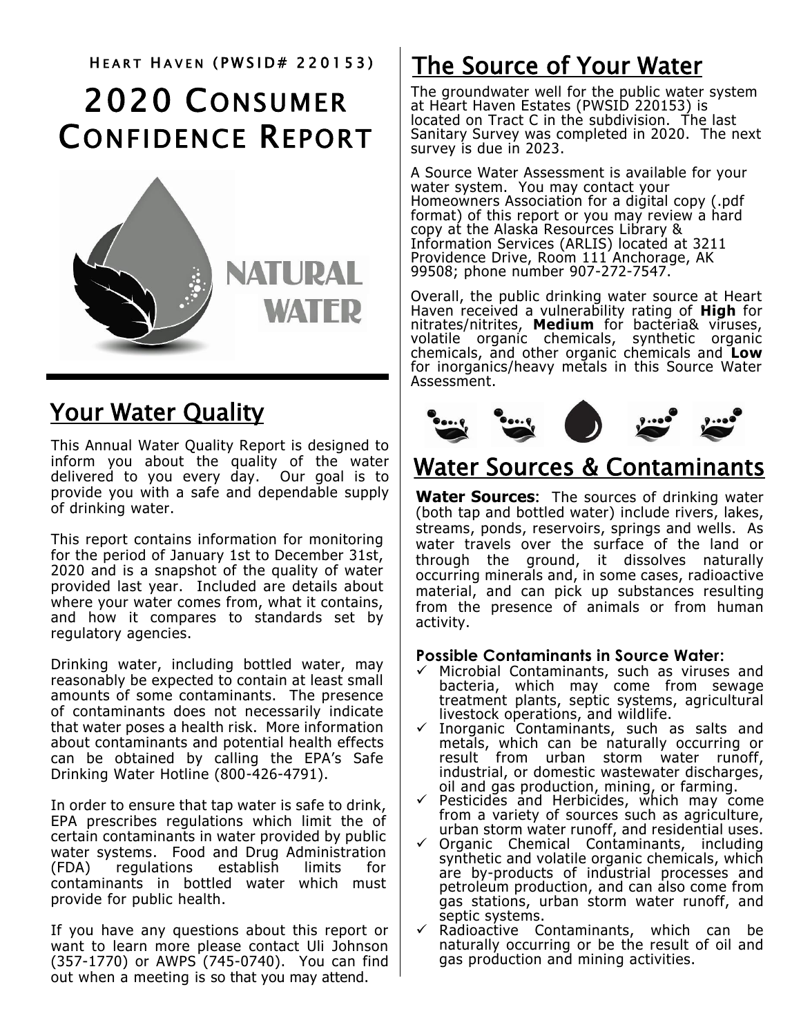Heart Haven (PWSID# 220153)

# 2020 Consumer Confidence Report

NATURAL WATER

## Your Water Quality

This Annual Water Quality Report is designed to inform you about the quality of the water delivered to you every day. Our goal is to provide you with a safe and dependable supply of drinking water.

This report contains information for monitoring for the period of January 1st to December 31st, 2020 and is a snapshot of the quality of water provided last year. Included are details about where your water comes from, what it contains, and how it compares to standards set by regulatory agencies.

Drinking water, including bottled water, may reasonably be expected to contain at least small amounts of some contaminants. The presence of contaminants does not necessarily indicate that water poses a health risk. More information about contaminants and potential health effects can be obtained by calling the EPA's Safe Drinking Water Hotline (800-426-4791).

In order to ensure that tap water is safe to drink, EPA prescribes regulations which limit the of certain contaminants in water provided by public water systems. Food and Drug Administration (FDA) regulations establish limits for contaminants in bottled water which must provide for public health.

If you have any questions about this report or want to learn more please contact Uli Johnson (357-1770) or AWPS (745-0740). You can find out when a meeting is so that you may attend.

## The Source of Your Water

The groundwater well for the public water system at Heart Haven Estates (PWSID 220153) is located on Tract C in the subdivision. The last Sanitary Survey was completed in 2020. The next survey is due in 2023.

A Source Water Assessment is available for your water system. You may contact your Homeowners Association for a digital copy (.pdf format) of this report or you may review a hard copy at the Alaska Resources Library & Information Services (ARLIS) located at 3211 Providence Drive, Room 111 Anchorage, AK 99508; phone number 907-272-7547.

Overall, the public drinking water source at Heart Haven received a vulnerability rating of **High** for nitrates/nitrites, **Medium** for bacteria& viruses, volatile organic chemicals, synthetic organic chemicals, and other organic chemicals and **Low** for inorganics/heavy metals in this Source Water Assessment.

## Water Sources & Contaminants

**Water Sources**: The sources of drinking water (both tap and bottled water) include rivers, lakes, streams, ponds, reservoirs, springs and wells. As water travels over the surface of the land or through the ground, it dissolves naturally occurring minerals and, in some cases, radioactive material, and can pick up substances resulting from the presence of animals or from human activity.

**Possible Contaminants in Source Water:**

- ✓ Microbial Contaminants, such as viruses and bacteria, which may come from sewage treatment plants, septic systems, agricultural livestock operations, and wildlife.
- ✓ Inorganic Contaminants, such as salts and metals, which can be naturally occurring or result from urban storm water runoff, industrial, or domestic wastewater discharges, oil and gas production, mining, or farming.
- ✓ Pesticides and Herbicides, which may come from a variety of sources such as agriculture, urban storm water runoff, and residential uses.
- ✓ Organic Chemical Contaminants, including synthetic and volatile organic chemicals, which are by-products of industrial processes and petroleum production, and can also come from gas stations, urban storm water runoff, and septic systems.
- ✓ Radioactive Contaminants, which can be naturally occurring or be the result of oil and gas production and mining activities.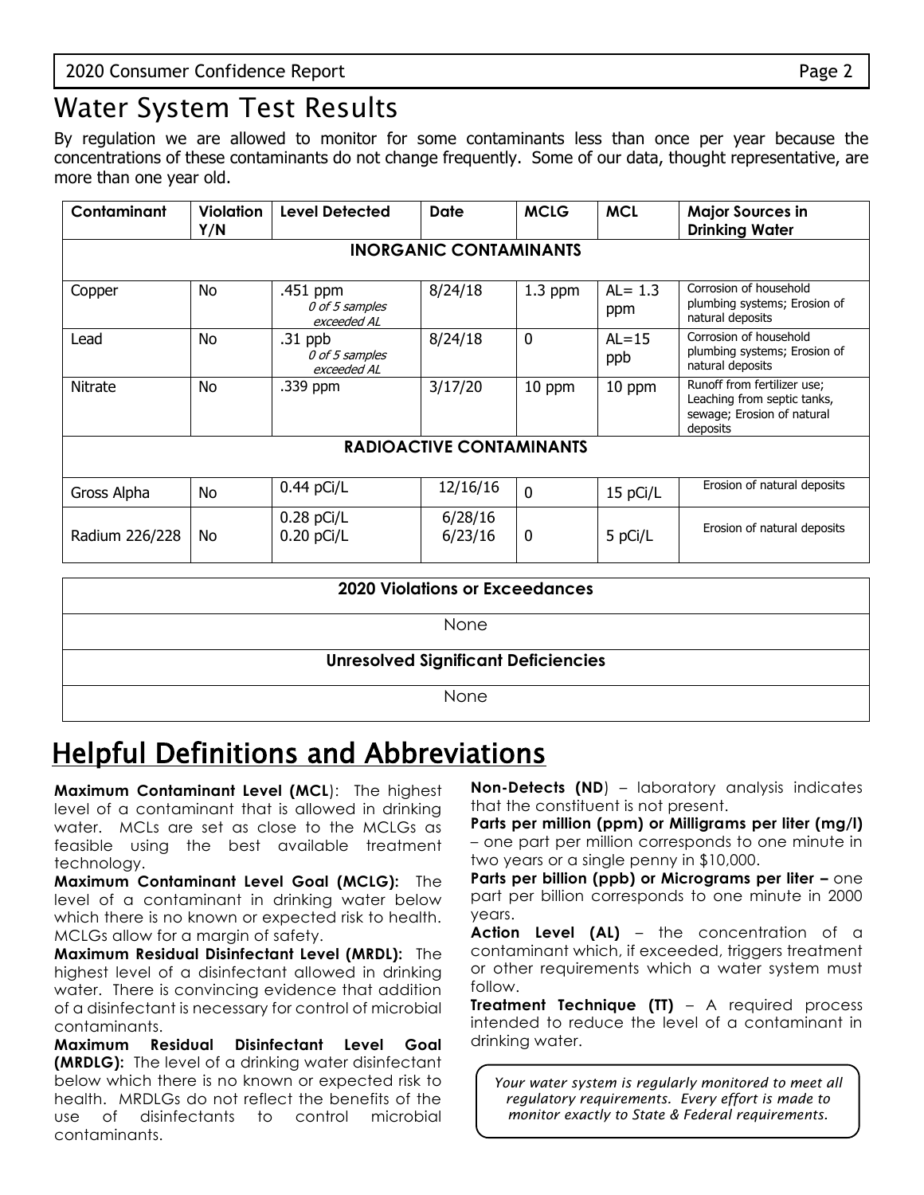## Water System Test Results

By regulation we are allowed to monitor for some contaminants less than once per year because the concentrations of these contaminants do not change frequently. Some of our data, thought representative, are more than one year old.

| Contaminant | Violation Y/N | Level Detected | Date | MCLG | MCL | Major Sources in Drinking Water |
|---|---|---|---|---|---|---|
| **INORGANIC CONTAMINANTS** | | | | | | |
| Copper | No | .451 ppm *0 of 5 samples exceeded AL* | 8/24/18 | 1.3 ppm | AL= 1.3 ppm | Corrosion of household plumbing systems; Erosion of natural deposits |
| Lead | No | .31 ppb *0 of 5 samples exceeded AL* | 8/24/18 | 0 | AL=15 ppb | Corrosion of household plumbing systems; Erosion of natural deposits |
| Nitrate | No | .339 ppm | 3/17/20 | 10 ppm | 10 ppm | Runoff from fertilizer use; Leaching from septic tanks, sewage; Erosion of natural deposits |
| **RADIOACTIVE CONTAMINANTS** | | | | | | |
| Gross Alpha | No | 0.44 pCi/L | 12/16/16 | 0 | 15 pCi/L | Erosion of natural deposits |
| Radium 226/228 | No | 0.28 pCi/L 0.20 pCi/L | 6/28/16 6/23/16 | 0 | 5 pCi/L | Erosion of natural deposits |

| 2020 Violations or Exceedances |
|---|
| None |
| **Unresolved Significant Deficiencies** |
| None |

## Helpful Definitions and Abbreviations

**Maximum Contaminant Level (MCL)**: The highest level of a contaminant that is allowed in drinking water. MCLs are set as close to the MCLGs as feasible using the best available treatment technology.

**Maximum Contaminant Level Goal (MCLG)**: The level of a contaminant in drinking water below which there is no known or expected risk to health. MCLGs allow for a margin of safety.

**Maximum Residual Disinfectant Level (MRDL)**: The highest level of a disinfectant allowed in drinking water. There is convincing evidence that addition of a disinfectant is necessary for control of microbial contaminants.

**Maximum Residual Disinfectant Level Goal (MRDLG)**: The level of a drinking water disinfectant below which there is no known or expected risk to health. MRDLGs do not reflect the benefits of the use of disinfectants to control microbial contaminants.

**Non-Detects (ND)** – laboratory analysis indicates that the constituent is not present.

**Parts per million (ppm) or Milligrams per liter (mg/l)** – one part per million corresponds to one minute in two years or a single penny in $10,000.

**Parts per billion (ppb) or Micrograms per liter –** one part per billion corresponds to one minute in 2000 years.

**Action Level (AL)** – the concentration of a contaminant which, if exceeded, triggers treatment or other requirements which a water system must follow.

**Treatment Technique (TT)** – A required process intended to reduce the level of a contaminant in drinking water.

*Your water system is regularly monitored to meet all regulatory requirements. Every effort is made to monitor exactly to State & Federal requirements.*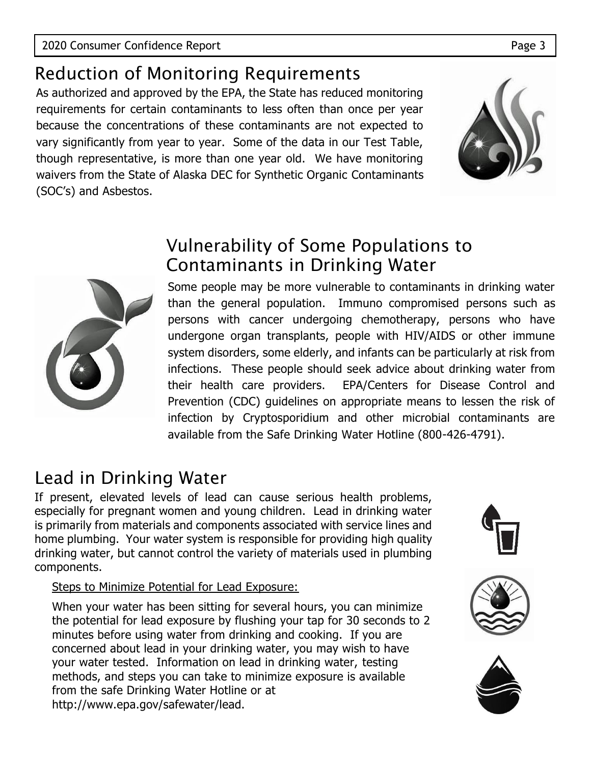## Reduction of Monitoring Requirements

As authorized and approved by the EPA, the State has reduced monitoring requirements for certain contaminants to less often than once per year because the concentrations of these contaminants are not expected to vary significantly from year to year. Some of the data in our Test Table, though representative, is more than one year old. We have monitoring waivers from the State of Alaska DEC for Synthetic Organic Contaminants (SOC's) and Asbestos.

## Vulnerability of Some Populations to Contaminants in Drinking Water

Some people may be more vulnerable to contaminants in drinking water than the general population. Immuno compromised persons such as persons with cancer undergoing chemotherapy, persons who have undergone organ transplants, people with HIV/AIDS or other immune system disorders, some elderly, and infants can be particularly at risk from infections. These people should seek advice about drinking water from their health care providers. EPA/Centers for Disease Control and Prevention (CDC) guidelines on appropriate means to lessen the risk of infection by Cryptosporidium and other microbial contaminants are available from the Safe Drinking Water Hotline (800-426-4791).

## Lead in Drinking Water

If present, elevated levels of lead can cause serious health problems, especially for pregnant women and young children. Lead in drinking water is primarily from materials and components associated with service lines and home plumbing. Your water system is responsible for providing high quality drinking water, but cannot control the variety of materials used in plumbing components.

<u>Steps to Minimize Potential for Lead Exposure:</u>

When your water has been sitting for several hours, you can minimize the potential for lead exposure by flushing your tap for 30 seconds to 2 minutes before using water from drinking and cooking. If you are concerned about lead in your drinking water, you may wish to have your water tested. Information on lead in drinking water, testing methods, and steps you can take to minimize exposure is available from the safe Drinking Water Hotline or at http://www.epa.gov/safewater/lead.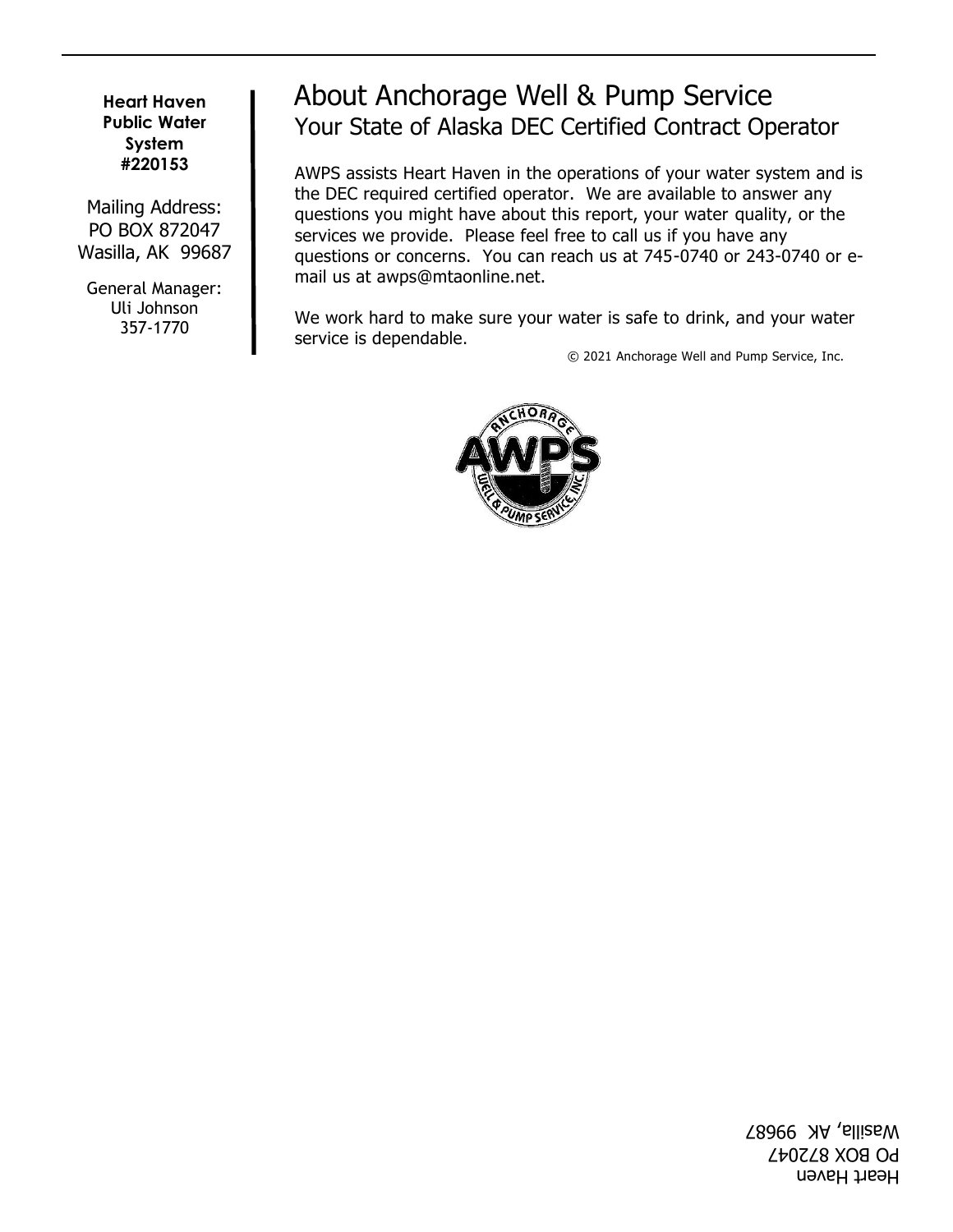**Heart Haven Public Water System #220153**

Mailing Address:
PO BOX 872047
Wasilla, AK 99687

General Manager:
Uli Johnson
357-1770

# About Anchorage Well & Pump Service

## Your State of Alaska DEC Certified Contract Operator

AWPS assists Heart Haven in the operations of your water system and is the DEC required certified operator. We are available to answer any questions you might have about this report, your water quality, or the services we provide. Please feel free to call us if you have any questions or concerns. You can reach us at 745-0740 or 243-0740 or e-mail us at awps@mtaonline.net.

We work hard to make sure your water is safe to drink, and your water service is dependable.

© 2021 Anchorage Well and Pump Service, Inc.

Heart Haven
PO BOX 872047
Wasilla, AK 99687